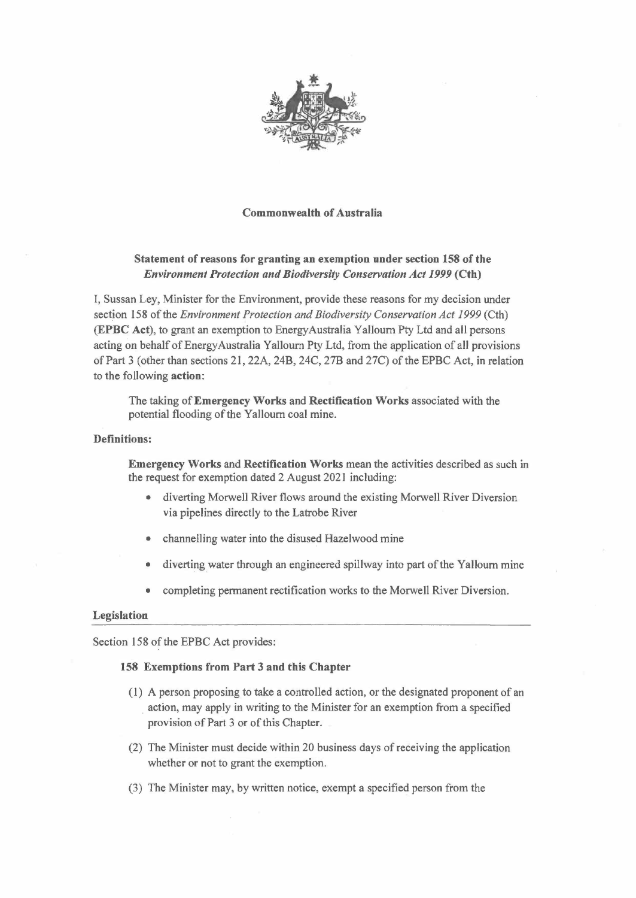**Commonwealth of Australia**

**Statement of reasons for granting an exemption under section 158 of the *Environment Protection and Biodiversity Conservation Act 1999* (Cth)**

I, Sussan Ley, Minister for the Environment, provide these reasons for my decision under section 158 of the *Environment Protection and Biodiversity Conservation Act 1999* (Cth) (**EPBC Act**), to grant an exemption to EnergyAustralia Yallourn Pty Ltd and all persons acting on behalf of EnergyAustralia Yallourn Pty Ltd, from the application of all provisions of Part 3 (other than sections 21, 22A, 24B, 24C, 27B and 27C) of the EPBC Act, in relation to the following **action**:

> The taking of **Emergency Works** and **Rectification Works** associated with the potential flooding of the Yallourn coal mine.

**Definitions:**

> **Emergency Works** and **Rectification Works** mean the activities described as such in the request for exemption dated 2 August 2021 including:
>
> - diverting Morwell River flows around the existing Morwell River Diversion via pipelines directly to the Latrobe River
> - channelling water into the disused Hazelwood mine
> - diverting water through an engineered spillway into part of the Yallourn mine
> - completing permanent rectification works to the Morwell River Diversion.

## Legislation

Section 158 of the EPBC Act provides:

**158 Exemptions from Part 3 and this Chapter**

(1) A person proposing to take a controlled action, or the designated proponent of an action, may apply in writing to the Minister for an exemption from a specified provision of Part 3 or of this Chapter.

(2) The Minister must decide within 20 business days of receiving the application whether or not to grant the exemption.

(3) The Minister may, by written notice, exempt a specified person from the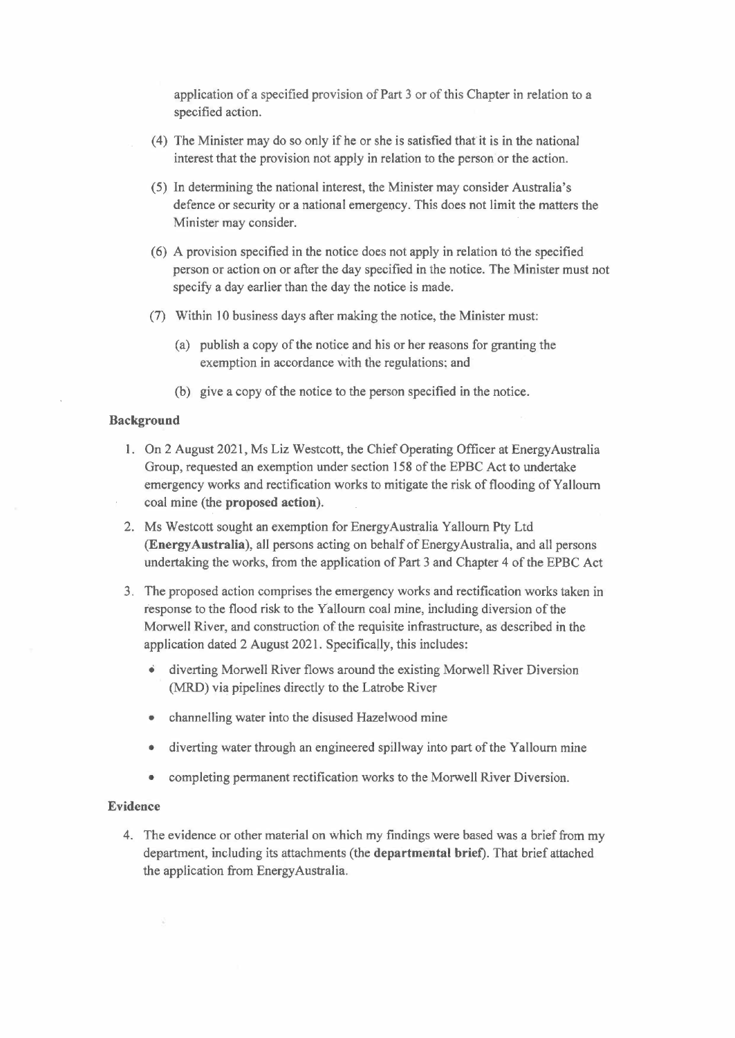application of a specified provision of Part 3 or of this Chapter in relation to a specified action.

(4) The Minister may do so only if he or she is satisfied that it is in the national interest that the provision not apply in relation to the person or the action.

(5) In determining the national interest, the Minister may consider Australia's defence or security or a national emergency. This does not limit the matters the Minister may consider.

(6) A provision specified in the notice does not apply in relation to the specified person or action on or after the day specified in the notice. The Minister must not specify a day earlier than the day the notice is made.

(7) Within 10 business days after making the notice, the Minister must:

(a) publish a copy of the notice and his or her reasons for granting the exemption in accordance with the regulations; and

(b) give a copy of the notice to the person specified in the notice.

**Background**

1. On 2 August 2021, Ms Liz Westcott, the Chief Operating Officer at EnergyAustralia Group, requested an exemption under section 158 of the EPBC Act to undertake emergency works and rectification works to mitigate the risk of flooding of Yallourn coal mine (the **proposed action**).

2. Ms Westcott sought an exemption for EnergyAustralia Yallourn Pty Ltd (**EnergyAustralia**), all persons acting on behalf of EnergyAustralia, and all persons undertaking the works, from the application of Part 3 and Chapter 4 of the EPBC Act

3. The proposed action comprises the emergency works and rectification works taken in response to the flood risk to the Yallourn coal mine, including diversion of the Morwell River, and construction of the requisite infrastructure, as described in the application dated 2 August 2021. Specifically, this includes:

   - diverting Morwell River flows around the existing Morwell River Diversion (MRD) via pipelines directly to the Latrobe River
   - channelling water into the disused Hazelwood mine
   - diverting water through an engineered spillway into part of the Yallourn mine
   - completing permanent rectification works to the Morwell River Diversion.

**Evidence**

4. The evidence or other material on which my findings were based was a brief from my department, including its attachments (the **departmental brief**). That brief attached the application from EnergyAustralia.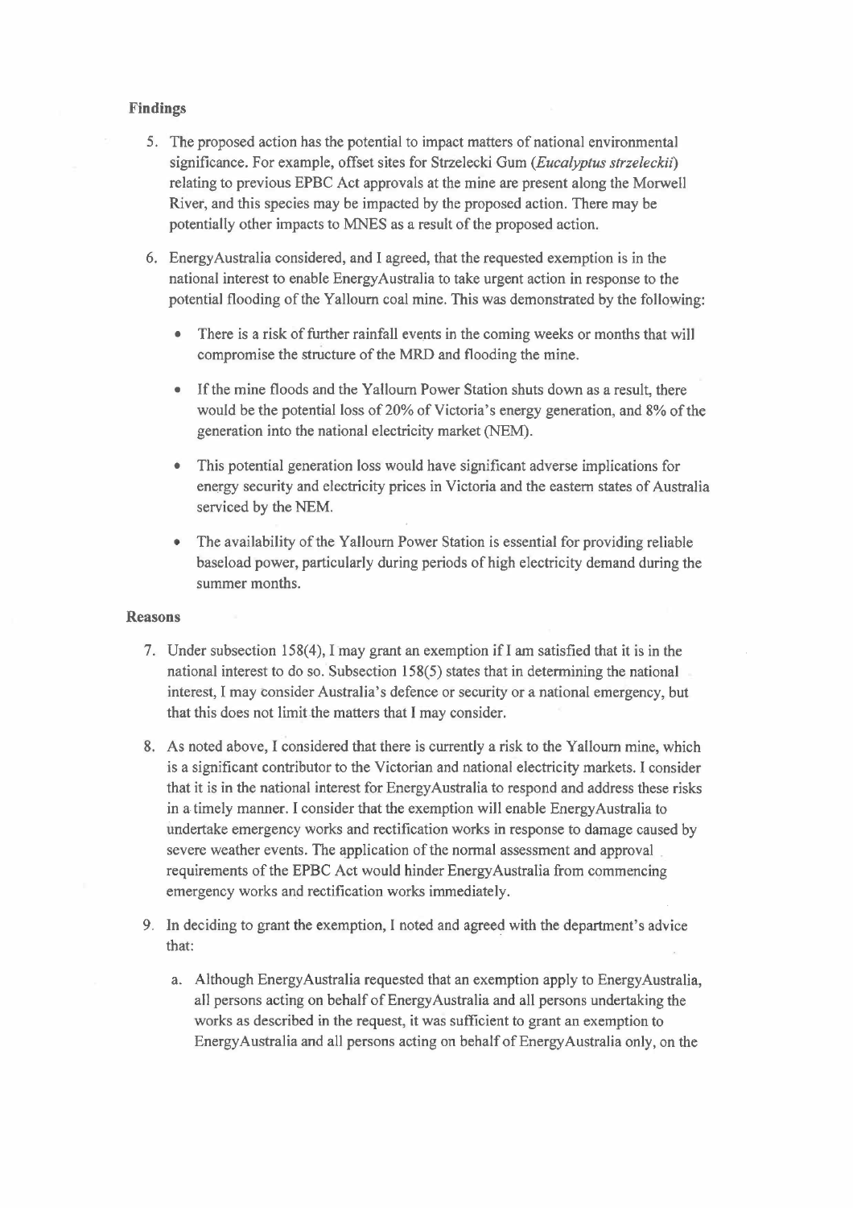### Findings

5. The proposed action has the potential to impact matters of national environmental significance. For example, offset sites for Strzelecki Gum (*Eucalyptus strzeleckii*) relating to previous EPBC Act approvals at the mine are present along the Morwell River, and this species may be impacted by the proposed action. There may be potentially other impacts to MNES as a result of the proposed action.

6. EnergyAustralia considered, and I agreed, that the requested exemption is in the national interest to enable EnergyAustralia to take urgent action in response to the potential flooding of the Yallourn coal mine. This was demonstrated by the following:

   - There is a risk of further rainfall events in the coming weeks or months that will compromise the structure of the MRD and flooding the mine.
   - If the mine floods and the Yallourn Power Station shuts down as a result, there would be the potential loss of 20% of Victoria's energy generation, and 8% of the generation into the national electricity market (NEM).
   - This potential generation loss would have significant adverse implications for energy security and electricity prices in Victoria and the eastern states of Australia serviced by the NEM.
   - The availability of the Yallourn Power Station is essential for providing reliable baseload power, particularly during periods of high electricity demand during the summer months.

### Reasons

7. Under subsection 158(4), I may grant an exemption if I am satisfied that it is in the national interest to do so. Subsection 158(5) states that in determining the national interest, I may consider Australia's defence or security or a national emergency, but that this does not limit the matters that I may consider.

8. As noted above, I considered that there is currently a risk to the Yallourn mine, which is a significant contributor to the Victorian and national electricity markets. I consider that it is in the national interest for EnergyAustralia to respond and address these risks in a timely manner. I consider that the exemption will enable EnergyAustralia to undertake emergency works and rectification works in response to damage caused by severe weather events. The application of the normal assessment and approval requirements of the EPBC Act would hinder EnergyAustralia from commencing emergency works and rectification works immediately.

9. In deciding to grant the exemption, I noted and agreed with the department's advice that:

   a. Although EnergyAustralia requested that an exemption apply to EnergyAustralia, all persons acting on behalf of EnergyAustralia and all persons undertaking the works as described in the request, it was sufficient to grant an exemption to EnergyAustralia and all persons acting on behalf of EnergyAustralia only, on the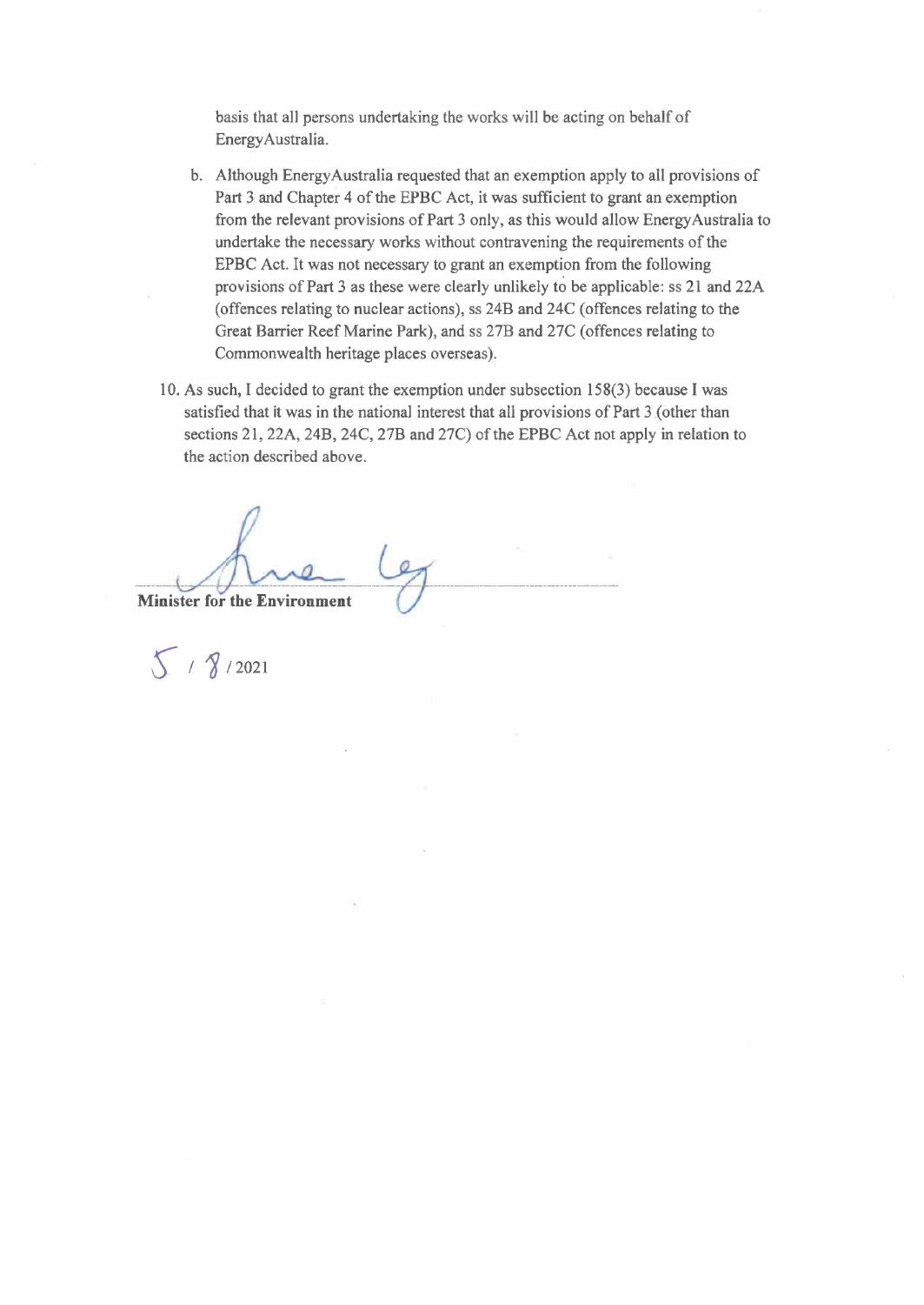basis that all persons undertaking the works will be acting on behalf of EnergyAustralia.

b. Although EnergyAustralia requested that an exemption apply to all provisions of Part 3 and Chapter 4 of the EPBC Act, it was sufficient to grant an exemption from the relevant provisions of Part 3 only, as this would allow EnergyAustralia to undertake the necessary works without contravening the requirements of the EPBC Act. It was not necessary to grant an exemption from the following provisions of Part 3 as these were clearly unlikely to be applicable: ss 21 and 22A (offences relating to nuclear actions), ss 24B and 24C (offences relating to the Great Barrier Reef Marine Park), and ss 27B and 27C (offences relating to Commonwealth heritage places overseas).

10. As such, I decided to grant the exemption under subsection 158(3) because I was satisfied that it was in the national interest that all provisions of Part 3 (other than sections 21, 22A, 24B, 24C, 27B and 27C) of the EPBC Act not apply in relation to the action described above.

**Minister for the Environment**

5 / 8 / 2021